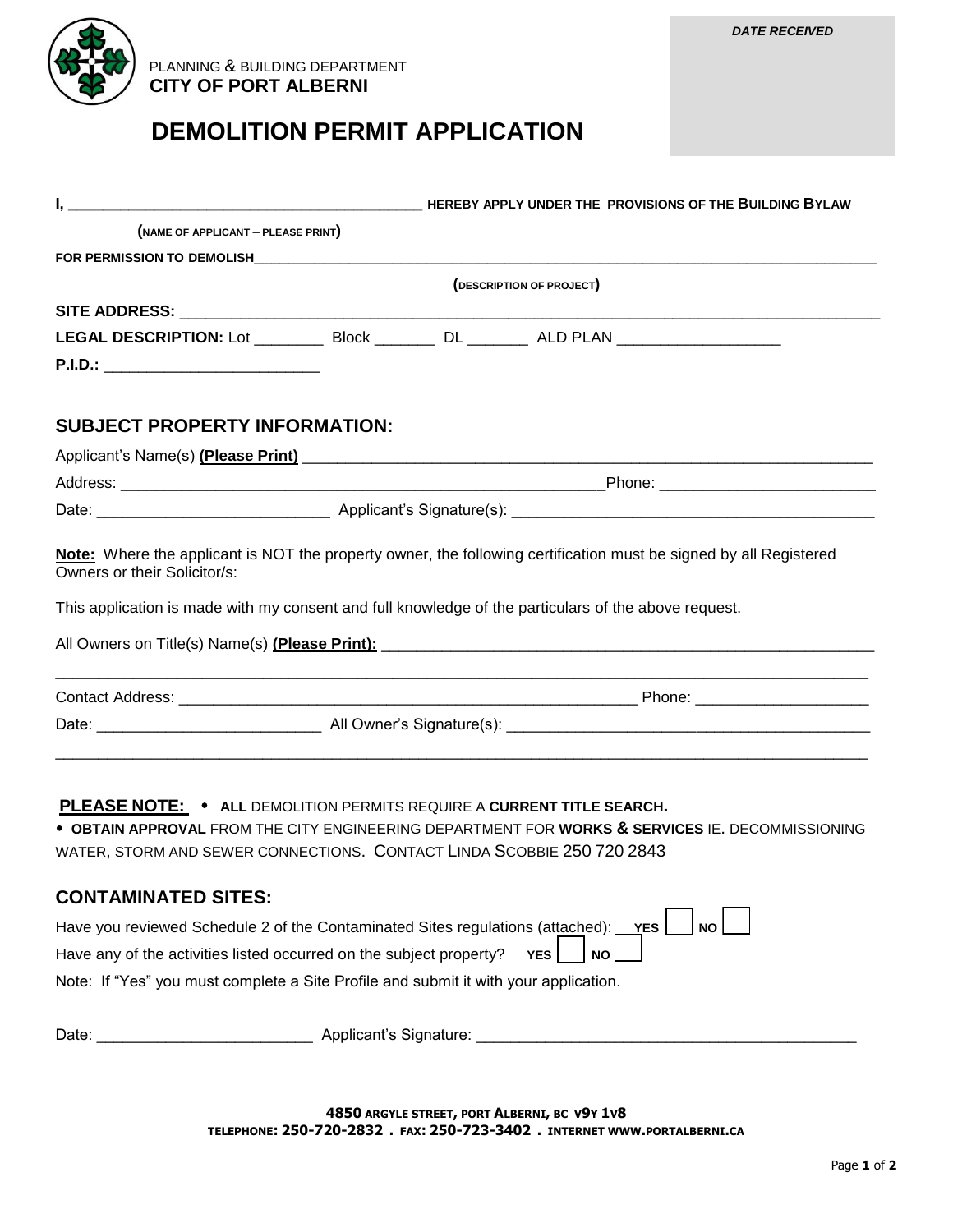PLANNING & BUILDING DEPARTMENT
**CITY OF PORT ALBERNI**

*DATE RECEIVED*

# DEMOLITION PERMIT APPLICATION

**I,** ____________________________________________ **HEREBY APPLY UNDER THE PROVISIONS OF THE BUILDING BYLAW**

**(NAME OF APPLICANT – PLEASE PRINT)**

**FOR PERMISSION TO DEMOLISH**______________________________________________________________________________

**(DESCRIPTION OF PROJECT)**

**SITE ADDRESS:** ________________________________________________________________________________

**LEGAL DESCRIPTION:** Lot ________ Block _______ DL _______ ALD PLAN __________________

**P.I.D.:** _________________________

## SUBJECT PROPERTY INFORMATION:

Applicant's Name(s) **(Please Print)** ____________________________________________________________________

Address: ____________________________________________________Phone: ________________________

Date: __________________________ Applicant's Signature(s): __________________________________________

**Note:** Where the applicant is NOT the property owner, the following certification must be signed by all Registered Owners or their Solicitor/s:

This application is made with my consent and full knowledge of the particulars of the above request.

All Owners on Title(s) Name(s) **(Please Print):** ______________________________________________________________

_____________________________________________________________________________________________

Contact Address: ______________________________________________________ Phone: ____________________

Date: __________________________ All Owner's Signature(s): __________________________________________

_____________________________________________________________________________________________

**PLEASE NOTE:** • **ALL** DEMOLITION PERMITS REQUIRE A **CURRENT TITLE SEARCH.**

• **OBTAIN APPROVAL** FROM THE CITY ENGINEERING DEPARTMENT FOR **WORKS & SERVICES** IE. DECOMMISSIONING WATER, STORM AND SEWER CONNECTIONS. CONTACT LINDA SCOBBIE 250 720 2843

## CONTAMINATED SITES:

Have you reviewed Schedule 2 of the Contaminated Sites regulations (attached): **YES** ☐ **NO** ☐

Have any of the activities listed occurred on the subject property? **YES** ☐ **NO** ☐

Note: If "Yes" you must complete a Site Profile and submit it with your application.

Date: ________________________ Applicant's Signature: _____________________________________________

**4850 ARGYLE STREET, PORT ALBERNI, BC V9Y 1V8**
**TELEPHONE: 250-720-2832 . FAX: 250-723-3402 . INTERNET WWW.PORTALBERNI.CA**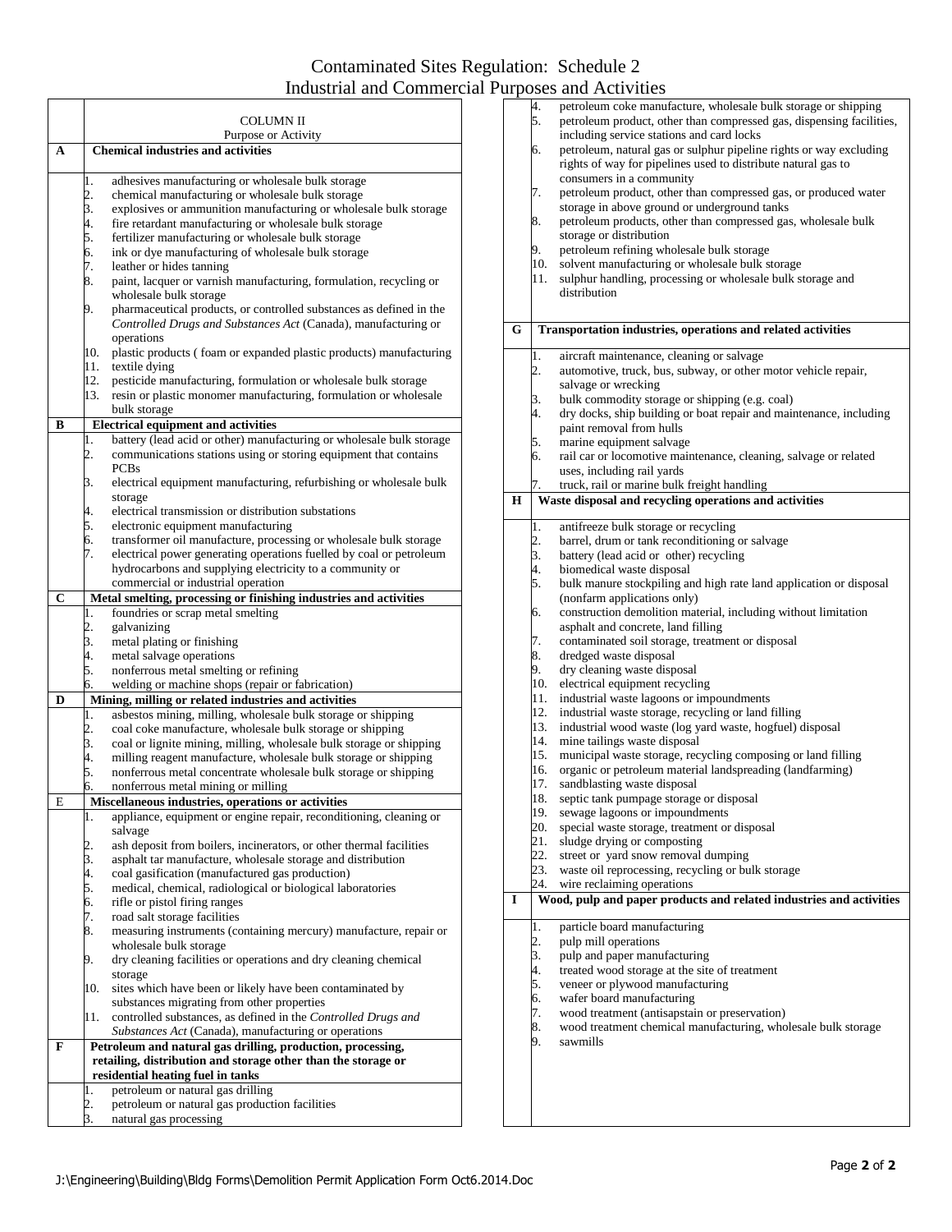# Contaminated Sites Regulation: Schedule 2
## Industrial and Commercial Purposes and Activities

| | COLUMN II<br>Purpose or Activity |
|---|---|
| **A** | **Chemical industries and activities** |
| | 1. adhesives manufacturing or wholesale bulk storage<br>2. chemical manufacturing or wholesale bulk storage<br>3. explosives or ammunition manufacturing or wholesale bulk storage<br>4. fire retardant manufacturing or wholesale bulk storage<br>5. fertilizer manufacturing or wholesale bulk storage<br>6. ink or dye manufacturing of wholesale bulk storage<br>7. leather or hides tanning<br>8. paint, lacquer or varnish manufacturing, formulation, recycling or wholesale bulk storage<br>9. pharmaceutical products, or controlled substances as defined in the *Controlled Drugs and Substances Act* (Canada), manufacturing or operations<br>10. plastic products ( foam or expanded plastic products) manufacturing<br>11. textile dying<br>12. pesticide manufacturing, formulation or wholesale bulk storage<br>13. resin or plastic monomer manufacturing, formulation or wholesale bulk storage |
| **B** | **Electrical equipment and activities** |
| | 1. battery (lead acid or other) manufacturing or wholesale bulk storage<br>2. communications stations using or storing equipment that contains PCBs<br>3. electrical equipment manufacturing, refurbishing or wholesale bulk storage<br>4. electrical transmission or distribution substations<br>5. electronic equipment manufacturing<br>6. transformer oil manufacture, processing or wholesale bulk storage<br>7. electrical power generating operations fuelled by coal or petroleum hydrocarbons and supplying electricity to a community or commercial or industrial operation |
| **C** | **Metal smelting, processing or finishing industries and activities** |
| | 1. foundries or scrap metal smelting<br>2. galvanizing<br>3. metal plating or finishing<br>4. metal salvage operations<br>5. nonferrous metal smelting or refining<br>6. welding or machine shops (repair or fabrication) |
| **D** | **Mining, milling or related industries and activities** |
| | 1. asbestos mining, milling, wholesale bulk storage or shipping<br>2. coal coke manufacture, wholesale bulk storage or shipping<br>3. coal or lignite mining, milling, wholesale bulk storage or shipping<br>4. milling reagent manufacture, wholesale bulk storage or shipping<br>5. nonferrous metal concentrate wholesale bulk storage or shipping<br>6. nonferrous metal mining or milling |
| E | **Miscellaneous industries, operations or activities** |
| | 1. appliance, equipment or engine repair, reconditioning, cleaning or salvage<br>2. ash deposit from boilers, incinerators, or other thermal facilities<br>3. asphalt tar manufacture, wholesale storage and distribution<br>4. coal gasification (manufactured gas production)<br>5. medical, chemical, radiological or biological laboratories<br>6. rifle or pistol firing ranges<br>7. road salt storage facilities<br>8. measuring instruments (containing mercury) manufacture, repair or wholesale bulk storage<br>9. dry cleaning facilities or operations and dry cleaning chemical storage<br>10. sites which have been or likely have been contaminated by substances migrating from other properties<br>11. controlled substances, as defined in the *Controlled Drugs and Substances Act* (Canada), manufacturing or operations |
| **F** | **Petroleum and natural gas drilling, production, processing, retailing, distribution and storage other than the storage or residential heating fuel in tanks** |
| | 1. petroleum or natural gas drilling<br>2. petroleum or natural gas production facilities<br>3. natural gas processing<br>4. petroleum coke manufacture, wholesale bulk storage or shipping<br>5. petroleum product, other than compressed gas, dispensing facilities, including service stations and card locks<br>6. petroleum, natural gas or sulphur pipeline rights or way excluding rights of way for pipelines used to distribute natural gas to consumers in a community<br>7. petroleum product, other than compressed gas, or produced water storage in above ground or underground tanks<br>8. petroleum products, other than compressed gas, wholesale bulk storage or distribution<br>9. petroleum refining wholesale bulk storage<br>10. solvent manufacturing or wholesale bulk storage<br>11. sulphur handling, processing or wholesale bulk storage and distribution |
| **G** | **Transportation industries, operations and related activities** |
| | 1. aircraft maintenance, cleaning or salvage<br>2. automotive, truck, bus, subway, or other motor vehicle repair, salvage or wrecking<br>3. bulk commodity storage or shipping (e.g. coal)<br>4. dry docks, ship building or boat repair and maintenance, including paint removal from hulls<br>5. marine equipment salvage<br>6. rail car or locomotive maintenance, cleaning, salvage or related uses, including rail yards<br>7. truck, rail or marine bulk freight handling |
| **H** | **Waste disposal and recycling operations and activities** |
| | 1. antifreeze bulk storage or recycling<br>2. barrel, drum or tank reconditioning or salvage<br>3. battery (lead acid or other) recycling<br>4. biomedical waste disposal<br>5. bulk manure stockpiling and high rate land application or disposal (nonfarm applications only)<br>6. construction demolition material, including without limitation asphalt and concrete, land filling<br>7. contaminated soil storage, treatment or disposal<br>8. dredged waste disposal<br>9. dry cleaning waste disposal<br>10. electrical equipment recycling<br>11. industrial waste lagoons or impoundments<br>12. industrial waste storage, recycling or land filling<br>13. industrial wood waste (log yard waste, hogfuel) disposal<br>14. mine tailings waste disposal<br>15. municipal waste storage, recycling composing or land filling<br>16. organic or petroleum material landspreading (landfarming)<br>17. sandblasting waste disposal<br>18. septic tank pumpage storage or disposal<br>19. sewage lagoons or impoundments<br>20. special waste storage, treatment or disposal<br>21. sludge drying or composting<br>22. street or yard snow removal dumping<br>23. waste oil reprocessing, recycling or bulk storage<br>24. wire reclaiming operations |
| **I** | **Wood, pulp and paper products and related industries and activities** |
| | 1. particle board manufacturing<br>2. pulp mill operations<br>3. pulp and paper manufacturing<br>4. treated wood storage at the site of treatment<br>5. veneer or plywood manufacturing<br>6. wafer board manufacturing<br>7. wood treatment (antisapstain or preservation)<br>8. wood treatment chemical manufacturing, wholesale bulk storage<br>9. sawmills |

J:\Engineering\Building\Bldg Forms\Demolition Permit Application Form Oct6.2014.Doc